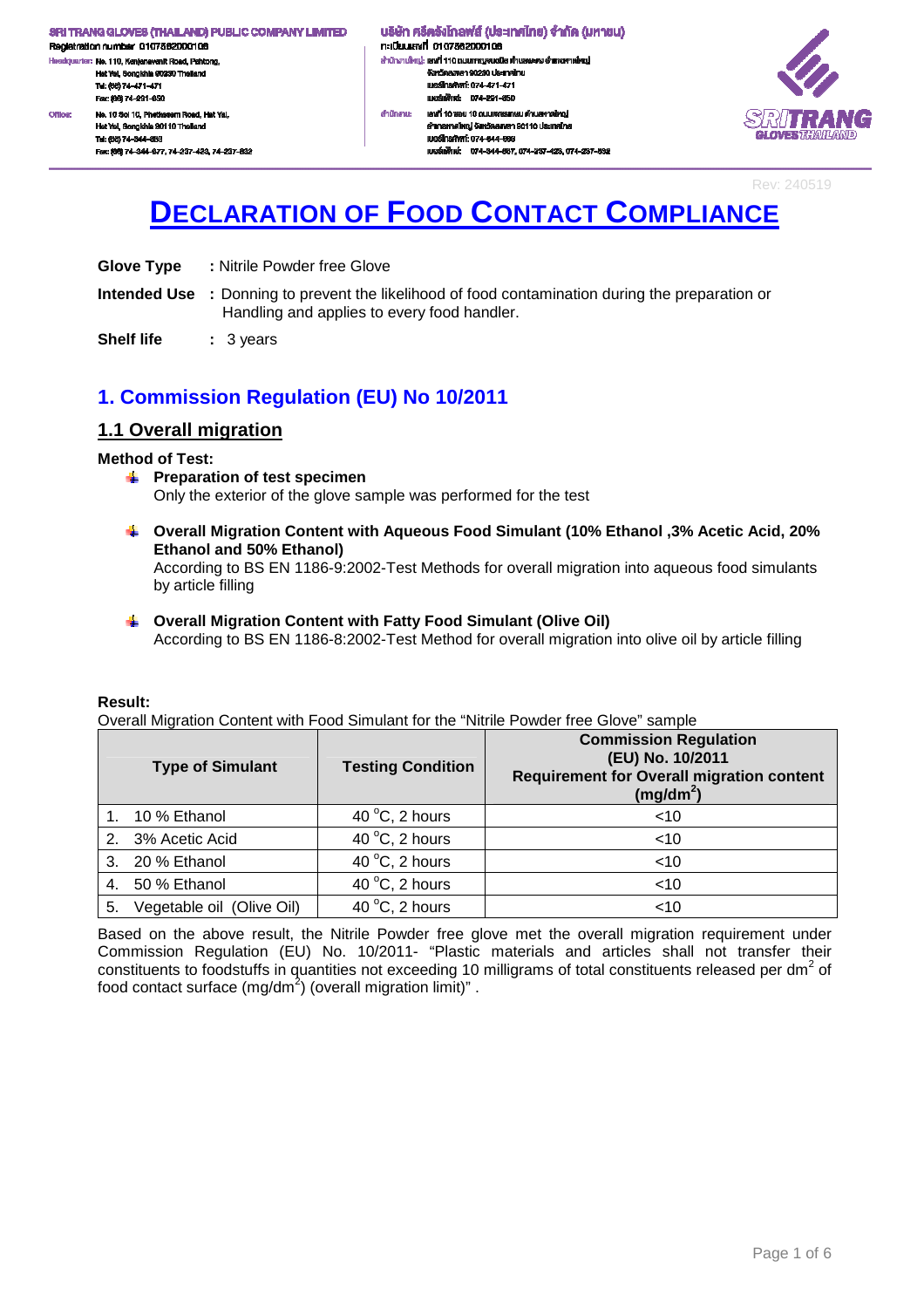SRI TRANG GLOVES (THAILAND) PUBLIC COMPANY LIMITED
Registration number 0107562000106
Headquarter: No. 110, Kanjanavanit Road, Pahtong, Hat Yai, Songkhla 90230 Thailand
Tel: (66) 74-471-471
Fax: (66) 74-291-650
Office: No. 10 Soi 10, Phetkasem Road, Hat Yai, Hat Yai, Songkhla 90110 Thailand
Tel: (66) 74-344-663
Fax: (66) 74-344-677, 74-237-423, 74-237-832

บริษัท ศรีตรังโกลฟส์ (ประเทศไทย) จำกัด (มหาชน)
ทะเบียนเลขที่ 0107562000106
สำนักงานใหญ่: เลขที่ 110 ถนนกาญจนวนิช ตำบลพะตง อำเภอหาดใหญ่ จังหวัดสงขลา 90230 ประเทศไทย
เบอร์โทรศัพท์: 074-471-471
เบอร์แฟกซ์: 074-291-650
สำนักงาน: เลขที่ 10 ซอย 10 ถนนเพชรเกษม ตำบลหาดใหญ่ อำเภอหาดใหญ่ จังหวัดสงขลา 90110 ประเทศไทย
เบอร์โทรศัพท์: 074-344-663
เบอร์แฟกซ์: 074-344-677, 074-237-423, 074-237-832

SRITRANG GLOVES THAILAND

Rev: 240519

# DECLARATION OF FOOD CONTACT COMPLIANCE

**Glove Type** : Nitrile Powder free Glove

**Intended Use** : Donning to prevent the likelihood of food contamination during the preparation or Handling and applies to every food handler.

**Shelf life** : 3 years

## 1. Commission Regulation (EU) No 10/2011

### 1.1 Overall migration

**Method of Test:**

- **Preparation of test specimen**
  Only the exterior of the glove sample was performed for the test

- **Overall Migration Content with Aqueous Food Simulant (10% Ethanol ,3% Acetic Acid, 20% Ethanol and 50% Ethanol)**
  According to BS EN 1186-9:2002-Test Methods for overall migration into aqueous food simulants by article filling

- **Overall Migration Content with Fatty Food Simulant (Olive Oil)**
  According to BS EN 1186-8:2002-Test Method for overall migration into olive oil by article filling

**Result:**

Overall Migration Content with Food Simulant for the "Nitrile Powder free Glove" sample

| Type of Simulant | Testing Condition | Commission Regulation (EU) No. 10/2011 Requirement for Overall migration content ($mg/dm^2$) |
|---|---|---|
| 1. 10 % Ethanol | 40 °C, 2 hours | <10 |
| 2. 3% Acetic Acid | 40 °C, 2 hours | <10 |
| 3. 20 % Ethanol | 40 °C, 2 hours | <10 |
| 4. 50 % Ethanol | 40 °C, 2 hours | <10 |
| 5. Vegetable oil (Olive Oil) | 40 °C, 2 hours | <10 |

Based on the above result, the Nitrile Powder free glove met the overall migration requirement under Commission Regulation (EU) No. 10/2011- "Plastic materials and articles shall not transfer their constituents to foodstuffs in quantities not exceeding 10 milligrams of total constituents released per $dm^2$ of food contact surface ($mg/dm^2$) (overall migration limit)" .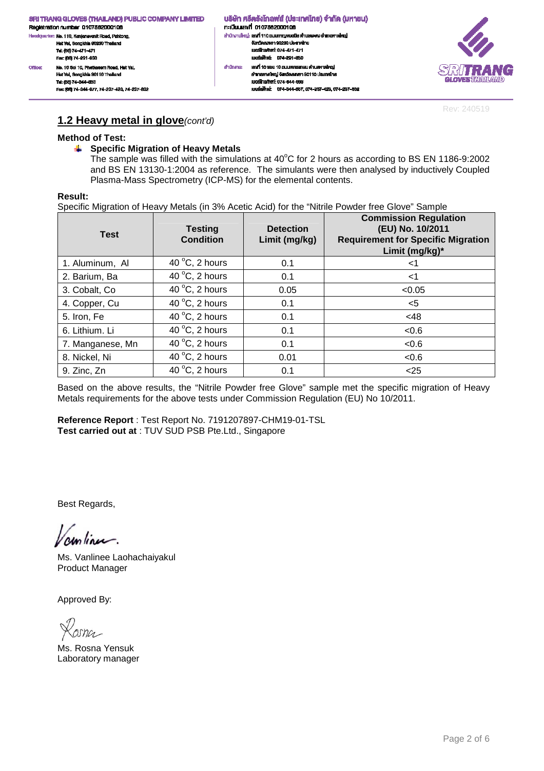## 1.2 Heavy metal in glove *(cont'd)*

**Method of Test:**

- **Specific Migration of Heavy Metals**

  The sample was filled with the simulations at 40°C for 2 hours as according to BS EN 1186-9:2002 and BS EN 13130-1:2004 as reference. The simulants were then analysed by inductively Coupled Plasma-Mass Spectrometry (ICP-MS) for the elemental contents.

**Result:**

Specific Migration of Heavy Metals (in 3% Acetic Acid) for the "Nitrile Powder free Glove" Sample

| Test | Testing Condition | Detection Limit (mg/kg) | Commission Regulation (EU) No. 10/2011 Requirement for Specific Migration Limit (mg/kg)* |
|---|---|---|---|
| 1. Aluminum, Al | 40 °C, 2 hours | 0.1 | <1 |
| 2. Barium, Ba | 40 °C, 2 hours | 0.1 | <1 |
| 3. Cobalt, Co | 40 °C, 2 hours | 0.05 | <0.05 |
| 4. Copper, Cu | 40 °C, 2 hours | 0.1 | <5 |
| 5. Iron, Fe | 40 °C, 2 hours | 0.1 | <48 |
| 6. Lithium. Li | 40 °C, 2 hours | 0.1 | <0.6 |
| 7. Manganese, Mn | 40 °C, 2 hours | 0.1 | <0.6 |
| 8. Nickel, Ni | 40 °C, 2 hours | 0.01 | <0.6 |
| 9. Zinc, Zn | 40 °C, 2 hours | 0.1 | <25 |

Based on the above results, the "Nitrile Powder free Glove" sample met the specific migration of Heavy Metals requirements for the above tests under Commission Regulation (EU) No 10/2011.

**Reference Report** : Test Report No. 7191207897-CHM19-01-TSL
**Test carried out at** : TUV SUD PSB Pte.Ltd., Singapore

Best Regards,

Ms. Vanlinee Laohachaiyakul
Product Manager

Approved By:

Ms. Rosna Yensuk
Laboratory manager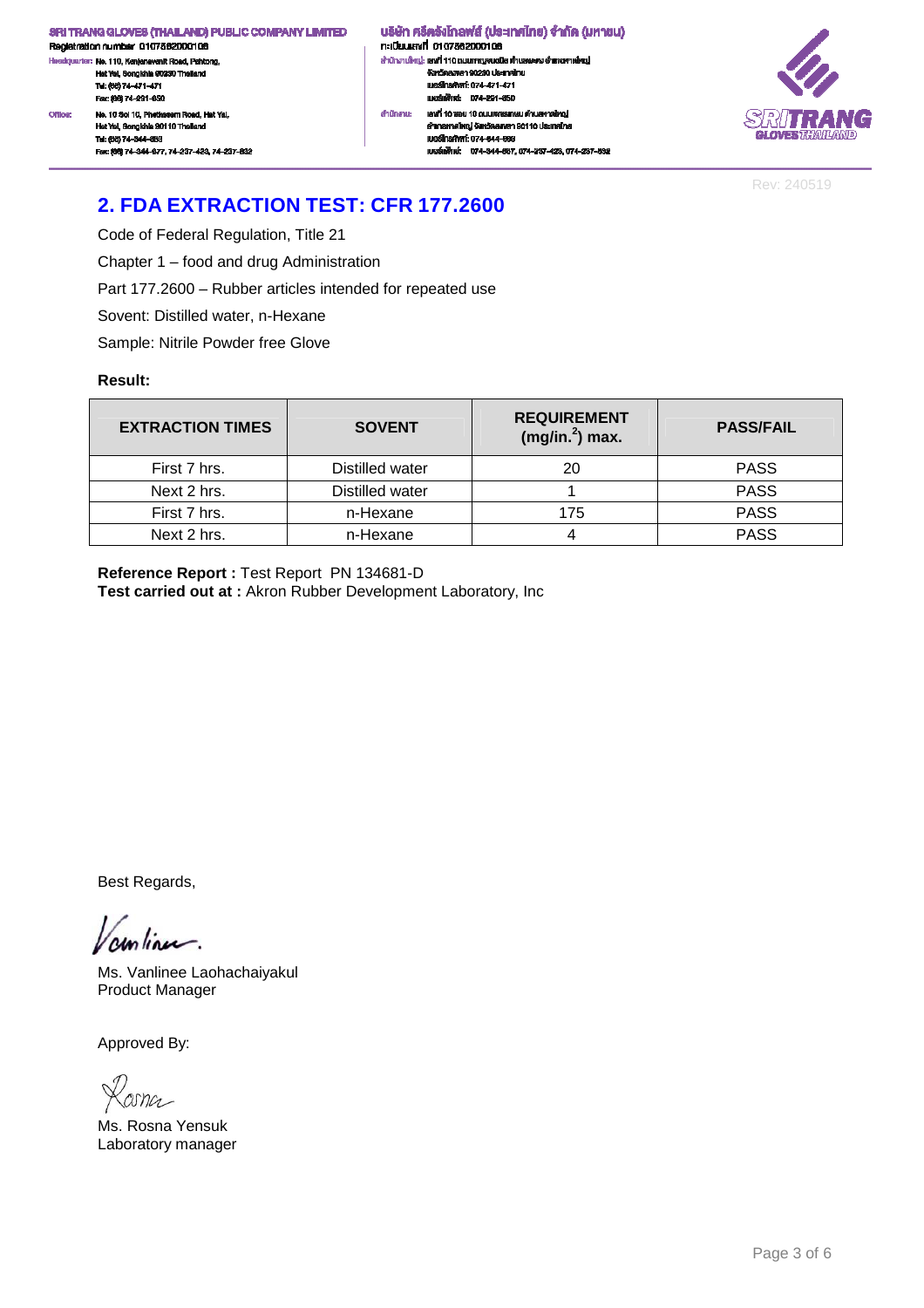## 2. FDA EXTRACTION TEST: CFR 177.2600

Code of Federal Regulation, Title 21

Chapter 1 – food and drug Administration

Part 177.2600 – Rubber articles intended for repeated use

Sovent: Distilled water, n-Hexane

Sample: Nitrile Powder free Glove

**Result:**

| EXTRACTION TIMES | SOVENT | REQUIREMENT ($mg/in.^2$) max. | PASS/FAIL |
|---|---|---|---|
| First 7 hrs. | Distilled water | 20 | PASS |
| Next 2 hrs. | Distilled water | 1 | PASS |
| First 7 hrs. | n-Hexane | 175 | PASS |
| Next 2 hrs. | n-Hexane | 4 | PASS |

**Reference Report :** Test Report PN 134681-D
**Test carried out at :** Akron Rubber Development Laboratory, Inc

Best Regards,

Ms. Vanlinee Laohachaiyakul
Product Manager

Approved By:

Ms. Rosna Yensuk
Laboratory manager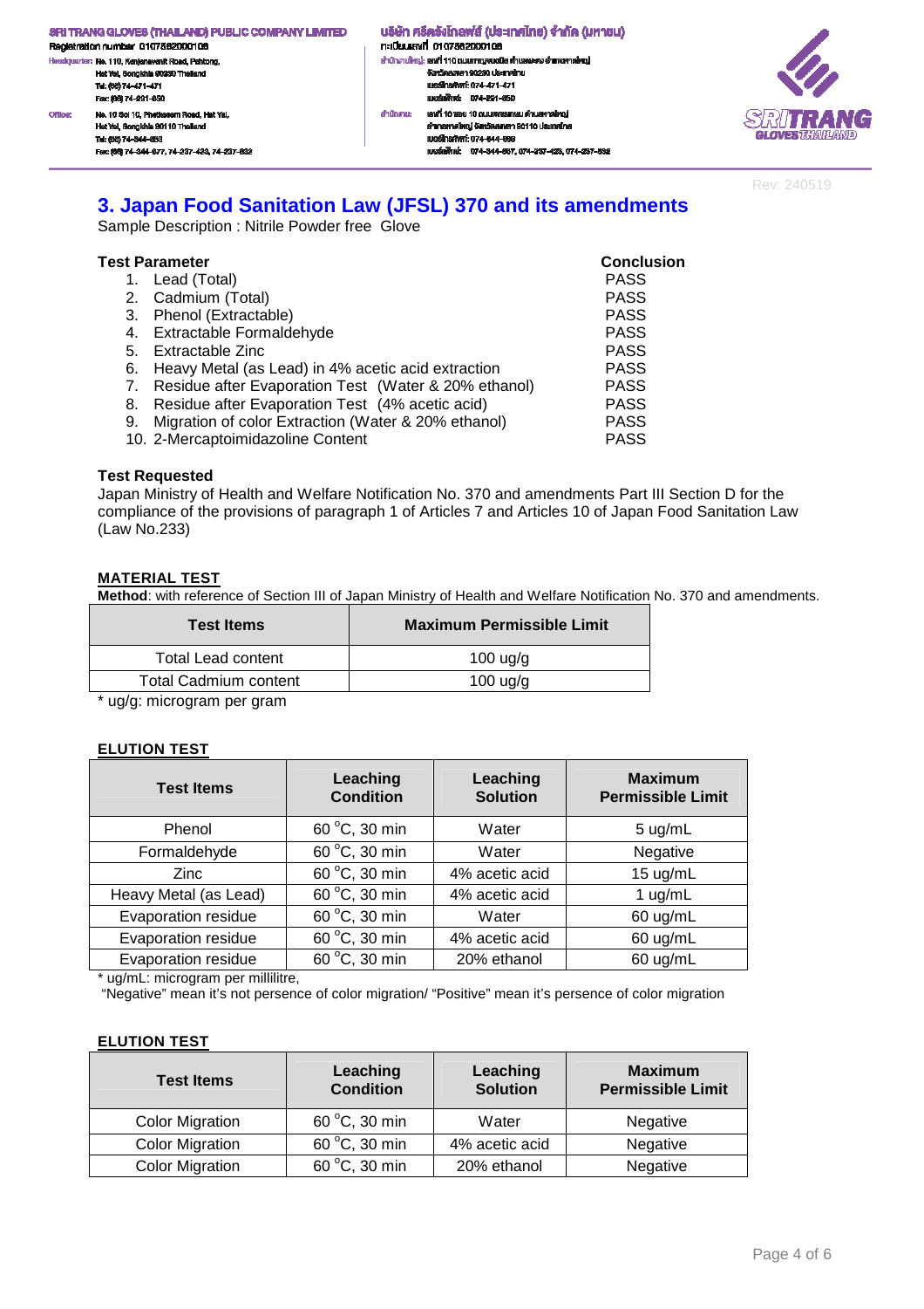## 3. Japan Food Sanitation Law (JFSL) 370 and its amendments

Sample Description : Nitrile Powder free Glove

| Test Parameter | Conclusion |
|---|---|
| 1. Lead (Total) | PASS |
| 2. Cadmium (Total) | PASS |
| 3. Phenol (Extractable) | PASS |
| 4. Extractable Formaldehyde | PASS |
| 5. Extractable Zinc | PASS |
| 6. Heavy Metal (as Lead) in 4% acetic acid extraction | PASS |
| 7. Residue after Evaporation Test (Water & 20% ethanol) | PASS |
| 8. Residue after Evaporation Test (4% acetic acid) | PASS |
| 9. Migration of color Extraction (Water & 20% ethanol) | PASS |
| 10. 2-Mercaptoimidazoline Content | PASS |

**Test Requested**

Japan Ministry of Health and Welfare Notification No. 370 and amendments Part III Section D for the compliance of the provisions of paragraph 1 of Articles 7 and Articles 10 of Japan Food Sanitation Law (Law No.233)

**MATERIAL TEST**

**Method**: with reference of Section III of Japan Ministry of Health and Welfare Notification No. 370 and amendments.

| Test Items | Maximum Permissible Limit |
|---|---|
| Total Lead content | 100 ug/g |
| Total Cadmium content | 100 ug/g |

\* ug/g: microgram per gram

**ELUTION TEST**

| Test Items | Leaching Condition | Leaching Solution | Maximum Permissible Limit |
|---|---|---|---|
| Phenol | 60 °C, 30 min | Water | 5 ug/mL |
| Formaldehyde | 60 °C, 30 min | Water | Negative |
| Zinc | 60 °C, 30 min | 4% acetic acid | 15 ug/mL |
| Heavy Metal (as Lead) | 60 °C, 30 min | 4% acetic acid | 1 ug/mL |
| Evaporation residue | 60 °C, 30 min | Water | 60 ug/mL |
| Evaporation residue | 60 °C, 30 min | 4% acetic acid | 60 ug/mL |
| Evaporation residue | 60 °C, 30 min | 20% ethanol | 60 ug/mL |

\* ug/mL: microgram per millilitre,
"Negative" mean it's not persence of color migration/ "Positive" mean it's persence of color migration

**ELUTION TEST**

| Test Items | Leaching Condition | Leaching Solution | Maximum Permissible Limit |
|---|---|---|---|
| Color Migration | 60 °C, 30 min | Water | Negative |
| Color Migration | 60 °C, 30 min | 4% acetic acid | Negative |
| Color Migration | 60 °C, 30 min | 20% ethanol | Negative |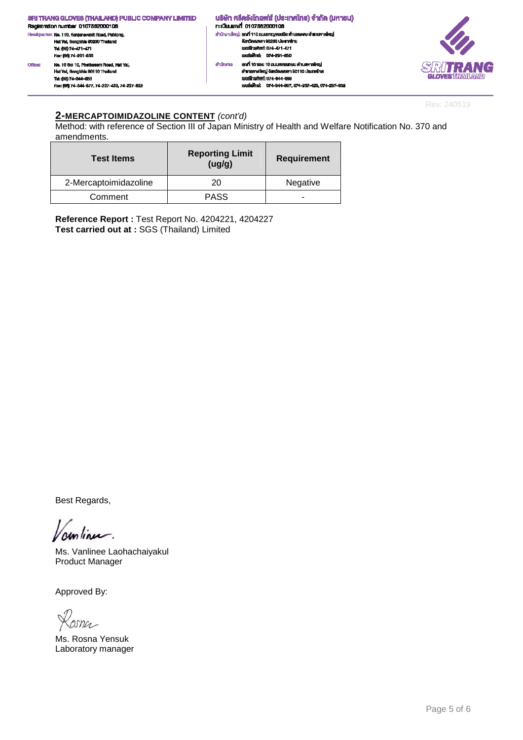## 2-MERCAPTOIMIDAZOLINE CONTENT *(cont'd)*

Method: with reference of Section III of Japan Ministry of Health and Welfare Notification No. 370 and amendments.

| Test Items | Reporting Limit (ug/g) | Requirement |
|---|---|---|
| 2-Mercaptoimidazoline | 20 | Negative |
| Comment | PASS | - |

**Reference Report :** Test Report No. 4204221, 4204227
**Test carried out at :** SGS (Thailand) Limited

Best Regards,

Ms. Vanlinee Laohachaiyakul
Product Manager

Approved By:

Ms. Rosna Yensuk
Laboratory manager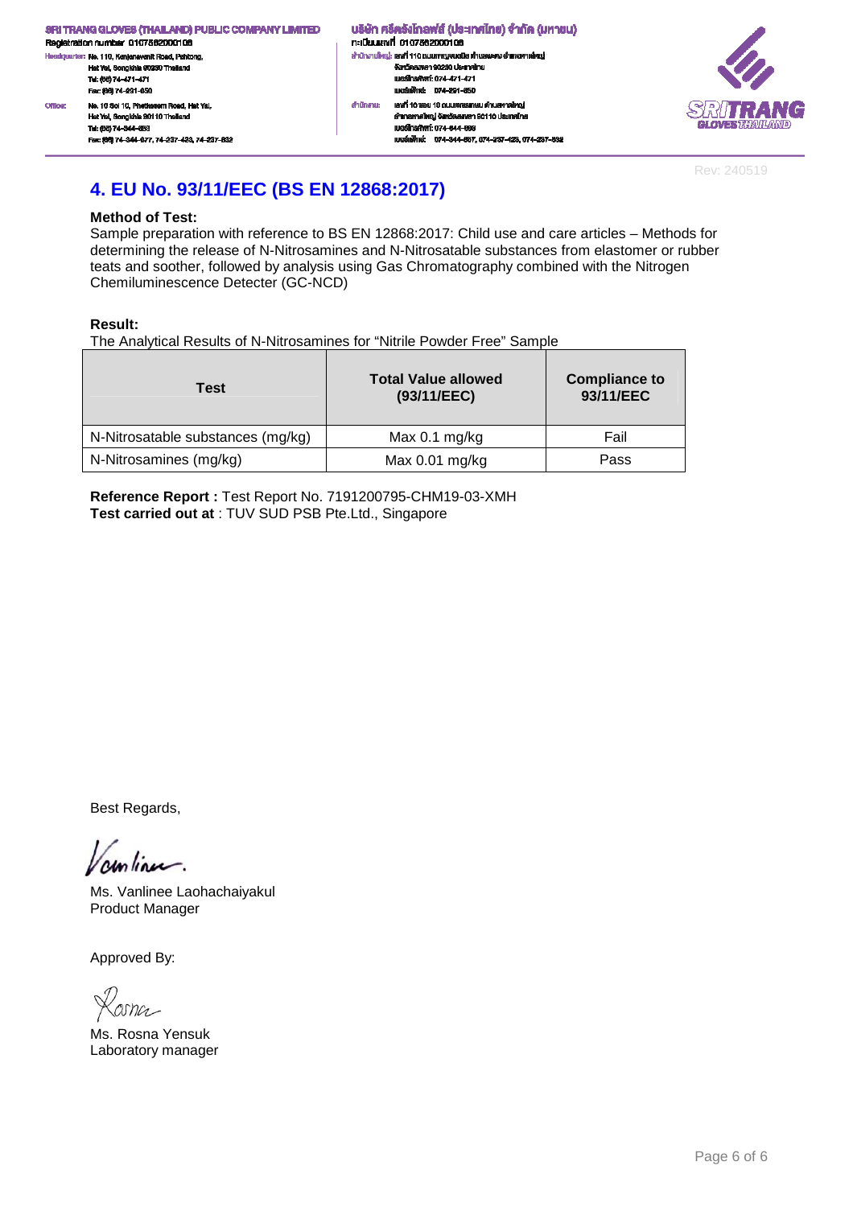**SRI TRANG GLOVES (THAILAND) PUBLIC COMPANY LIMITED**
Registration number 0107562000106
Headquarter: No. 110, Kanjanavanit Road, Pahtong, Hat Yai, Songkhla 90230 Thailand
Tel: (66) 74-471-471
Fax: (66) 74-291-650
Office: No. 10 Soi 10, Phetkasem Road, Hat Yai, Hat Yai, Songkhla 90110 Thailand
Tel: (66) 74-344-663
Fax: (66) 74-344-677, 74-237-423, 74-237-832

**บริษัท ศรีตรังโกลฟส์ (ประเทศไทย) จำกัด (มหาชน)**
ทะเบียนเลขที่ 0107562000106
สำนักงานใหญ่: เลขที่ 110 ถนนกาญจนวนิช ตำบลพะตง อำเภอหาดใหญ่ จังหวัดสงขลา 90230 ประเทศไทย
เบอร์โทรศัพท์: 074-471-471
เบอร์แฟกซ์: 074-291-650
สำนักงาน: เลขที่ 10 ซอย 10 ถนนเพชรเกษม ตำบลหาดใหญ่ อำเภอหาดใหญ่ จังหวัดสงขลา 90110 ประเทศไทย
เบอร์โทรศัพท์: 074-344-663
เบอร์แฟกซ์: 074-344-677, 074-237-423, 074-237-832

SRITRANG GLOVES THAILAND

Rev: 240519

## 4. EU No. 93/11/EEC (BS EN 12868:2017)

**Method of Test:**
Sample preparation with reference to BS EN 12868:2017: Child use and care articles – Methods for determining the release of N-Nitrosamines and N-Nitrosatable substances from elastomer or rubber teats and soother, followed by analysis using Gas Chromatography combined with the Nitrogen Chemiluminescence Detecter (GC-NCD)

**Result:**
The Analytical Results of N-Nitrosamines for "Nitrile Powder Free" Sample

| Test | Total Value allowed (93/11/EEC) | Compliance to 93/11/EEC |
|---|---|---|
| N-Nitrosatable substances (mg/kg) | Max 0.1 mg/kg | Fail |
| N-Nitrosamines (mg/kg) | Max 0.01 mg/kg | Pass |

**Reference Report :** Test Report No. 7191200795-CHM19-03-XMH
**Test carried out at** : TUV SUD PSB Pte.Ltd., Singapore

Best Regards,

Ms. Vanlinee Laohachaiyakul
Product Manager

Approved By:

Ms. Rosna Yensuk
Laboratory manager